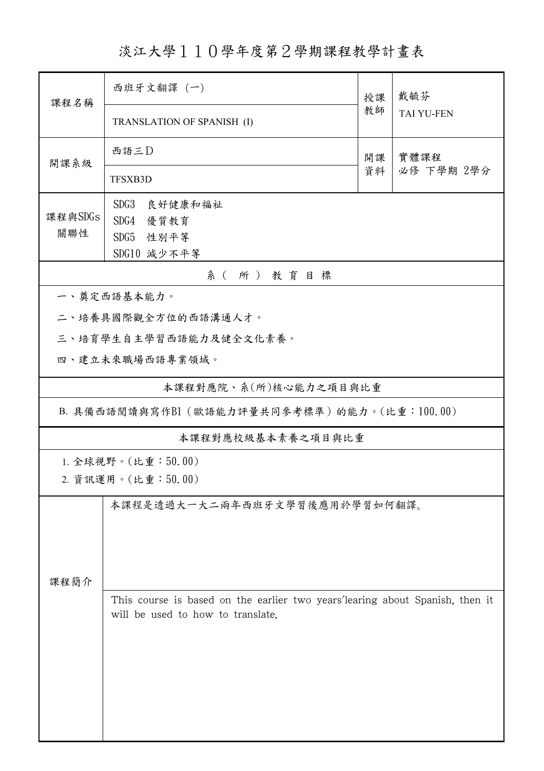# 淡江大學１１０學年度第２學期課程教學計畫表

| 課程名稱 | 西班牙文翻譯 (一) | 授課教師 | 戴毓芬 |
|---|---|---|---|
| | TRANSLATION OF SPANISH (I) | | TAI YU-FEN |
| 開課系級 | 西語三D | 開課資料 | 實體課程 |
| | TFSXB3D | | 必修 下學期 2學分 |
| 課程與SDGs關聯性 | SDG3 良好健康和福祉<br>SDG4 優質教育<br>SDG5 性別平等<br>SDG10 減少不平等 | | |

## 系（所）教育目標

一、奠定西語基本能力。

二、培養具國際觀全方位的西語溝通人才。

三、培育學生自主學習西語能力及健全文化素養。

四、建立未來職場西語專業領域。

## 本課程對應院、系(所)核心能力之項目與比重

B. 具備西語閱讀與寫作B1（歐語能力評量共同參考標準）的能力。(比重：100.00)

## 本課程對應校級基本素養之項目與比重

1. 全球視野。(比重：50.00)
2. 資訊運用。(比重：50.00)

## 課程簡介

本課程是透過大一大二兩年西班牙文學習後應用於學習如何翻譯。

This course is based on the earlier two years'learing about Spanish, then it will be used to how to translate.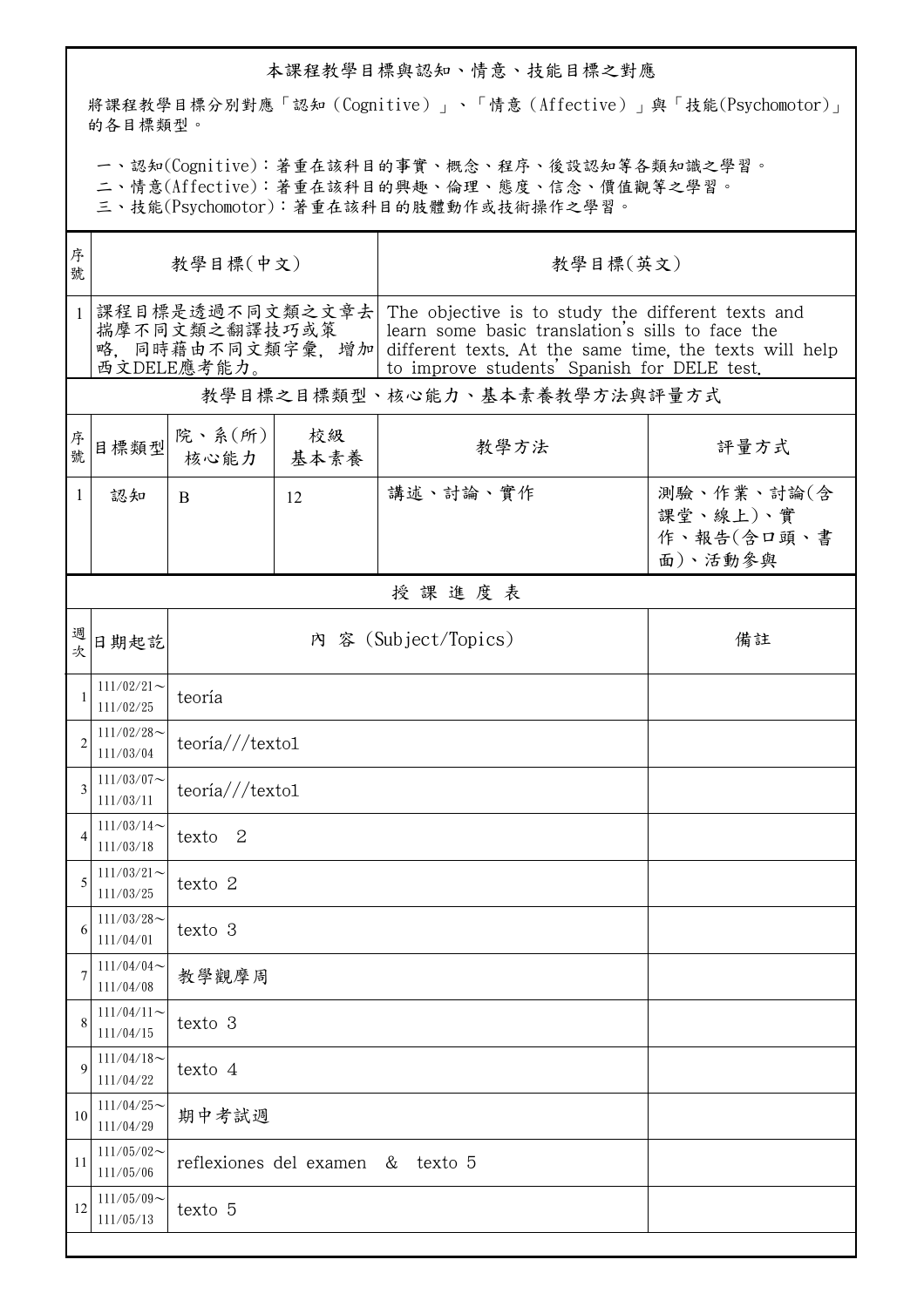## 本課程教學目標與認知、情意、技能目標之對應

將課程教學目標分別對應「認知（Cognitive）」、「情意（Affective）」與「技能(Psychomotor)」的各目標類型。

一、認知(Cognitive)：著重在該科目的事實、概念、程序、後設認知等各類知識之學習。
二、情意(Affective)：著重在該科目的興趣、倫理、態度、信念、價值觀等之學習。
三、技能(Psychomotor)：著重在該科目的肢體動作或技術操作之學習。

| 序號 | 教學目標(中文) | 教學目標(英文) |
| --- | --- | --- |
| 1 | 課程目標是透過不同文類之文章去揣摩不同文類之翻譯技巧或策略，同時藉由不同文類字彙，增加西文DELE應考能力。 | The objective is to study the different texts and learn some basic translation's sills to face the different texts. At the same time, the texts will help to improve students' Spanish for DELE test. |

### 教學目標之目標類型、核心能力、基本素養教學方法與評量方式

| 序號 | 目標類型 | 院、系(所)核心能力 | 校級基本素養 | 教學方法 | 評量方式 |
| --- | --- | --- | --- | --- | --- |
| 1 | 認知 | B | 12 | 講述、討論、實作 | 測驗、作業、討論(含課堂、線上)、實作、報告(含口頭、書面)、活動參與 |

### 授 課 進 度 表

| 週次 | 日期起訖 | 內 容 (Subject/Topics) | 備註 |
| --- | --- | --- | --- |
| 1 | 111/02/21～111/02/25 | teoría | |
| 2 | 111/02/28～111/03/04 | teoría///texto1 | |
| 3 | 111/03/07～111/03/11 | teoría///texto1 | |
| 4 | 111/03/14～111/03/18 | texto 2 | |
| 5 | 111/03/21～111/03/25 | texto 2 | |
| 6 | 111/03/28～111/04/01 | texto 3 | |
| 7 | 111/04/04～111/04/08 | 教學觀摩周 | |
| 8 | 111/04/11～111/04/15 | texto 3 | |
| 9 | 111/04/18～111/04/22 | texto 4 | |
| 10 | 111/04/25～111/04/29 | 期中考試週 | |
| 11 | 111/05/02～111/05/06 | reflexiones del examen & texto 5 | |
| 12 | 111/05/09～111/05/13 | texto 5 | |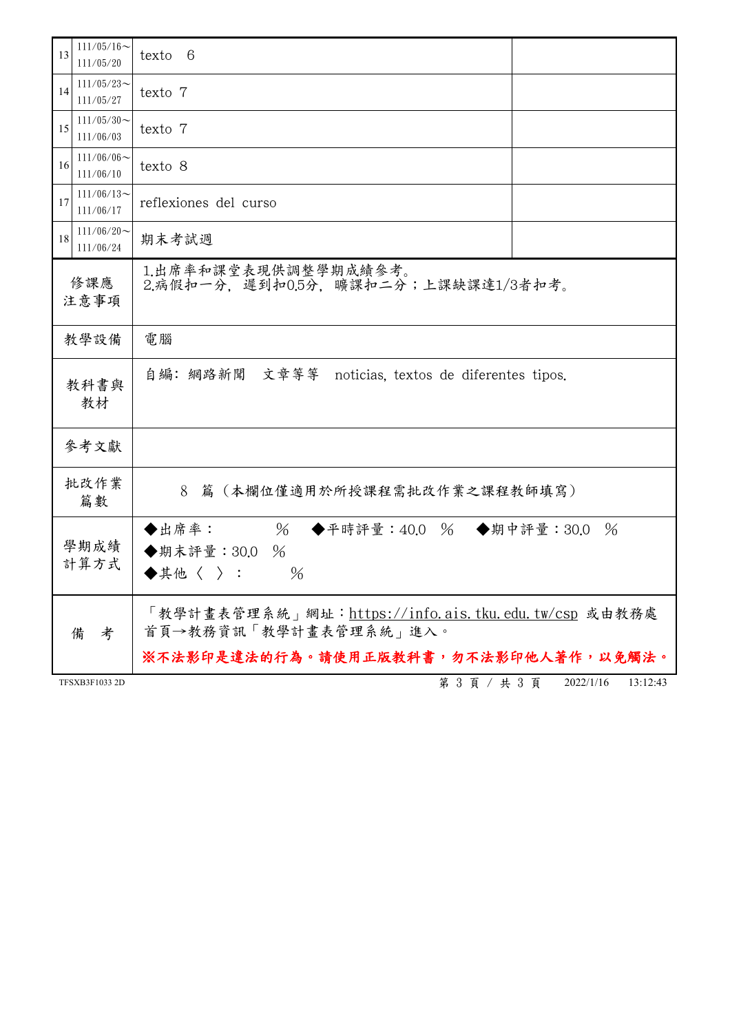| | | | |
|---|---|---|---|
| 13 | 111/05/16～<br>111/05/20 | texto 6 | |
| 14 | 111/05/23～<br>111/05/27 | texto 7 | |
| 15 | 111/05/30～<br>111/06/03 | texto 7 | |
| 16 | 111/06/06～<br>111/06/10 | texto 8 | |
| 17 | 111/06/13～<br>111/06/17 | reflexiones del curso | |
| 18 | 111/06/20～<br>111/06/24 | 期末考試週 | |

| | |
|---|---|
| 修課應注意事項 | 1.出席率和課堂表現供調整學期成績參考。<br>2.病假扣一分，遲到扣0.5分，曠課扣二分；上課缺課達1/3者扣考。 |
| 教學設備 | 電腦 |
| 教科書與教材 | 自編：網路新聞　文章等等　noticias, textos de diferentes tipos. |
| 參考文獻 | |
| 批改作業篇數 | 8　篇（本欄位僅適用於所授課程需批改作業之課程教師填寫） |
| 學期成績計算方式 | ◆出席率：　　%　◆平時評量：40.0　%　◆期中評量：30.0　%<br>◆期末評量：30.0　%<br>◆其他〈 〉：　　% |
| 備　考 | 「教學計畫表管理系統」網址：https://info.ais.tku.edu.tw/csp 或由教務處首頁→教務資訊「教學計畫表管理系統」進入。<br>**※不法影印是違法的行為。請使用正版教科書，勿不法影印他人著作，以免觸法。** |

TFSXB3F1033 2D　　2022/1/16　13:12:43